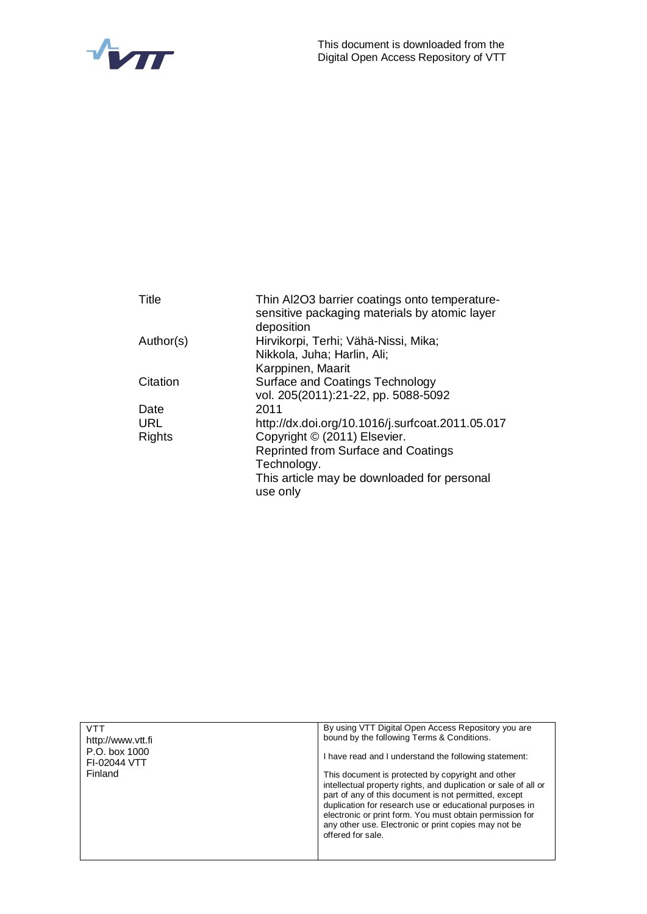This document is downloaded from the Digital Open Access Repository of VTT

| | |
|---|---|
| Title | Thin Al2O3 barrier coatings onto temperature-sensitive packaging materials by atomic layer deposition |
| Author(s) | Hirvikorpi, Terhi; Vähä-Nissi, Mika; Nikkola, Juha; Harlin, Ali; Karppinen, Maarit |
| Citation | Surface and Coatings Technology vol. 205(2011):21-22, pp. 5088-5092 |
| Date | 2011 |
| URL | http://dx.doi.org/10.1016/j.surfcoat.2011.05.017 |
| Rights | Copyright © (2011) Elsevier. Reprinted from Surface and Coatings Technology. This article may be downloaded for personal use only |

| | |
|---|---|
| VTT<br>http://www.vtt.fi<br>P.O. box 1000<br>FI-02044 VTT<br>Finland | By using VTT Digital Open Access Repository you are bound by the following Terms & Conditions.<br><br>I have read and I understand the following statement:<br><br>This document is protected by copyright and other intellectual property rights, and duplication or sale of all or part of any of this document is not permitted, except duplication for research use or educational purposes in electronic or print form. You must obtain permission for any other use. Electronic or print copies may not be offered for sale. |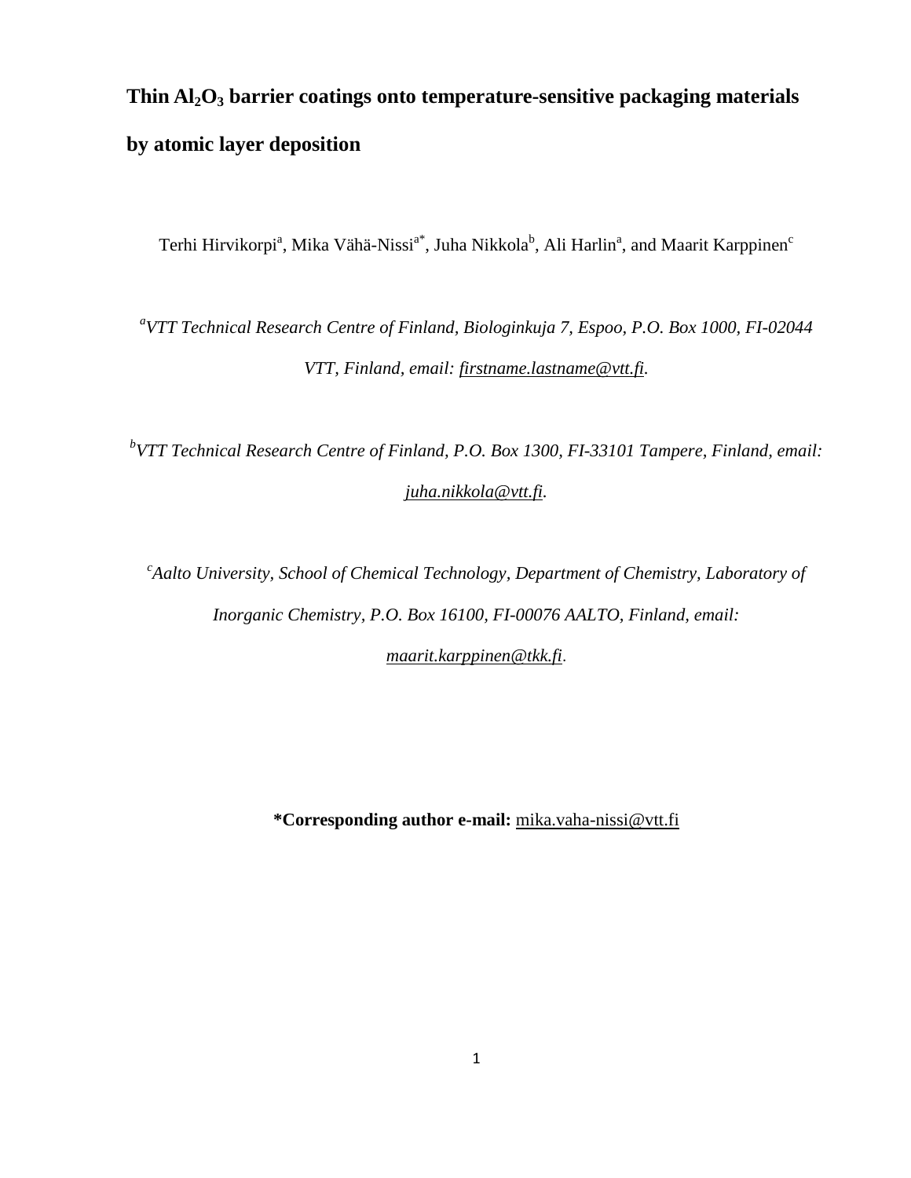# Thin $Al_2O_3$ barrier coatings onto temperature-sensitive packaging materials by atomic layer deposition

Terhi Hirvikorpi[a], Mika Vähä-Nissi[a*], Juha Nikkola[b], Ali Harlin[a], and Maarit Karppinen[c]

[a]*VTT Technical Research Centre of Finland, Biologinkuja 7, Espoo, P.O. Box 1000, FI-02044 VTT, Finland, email: firstname.lastname@vtt.fi.*

[b]*VTT Technical Research Centre of Finland, P.O. Box 1300, FI-33101 Tampere, Finland, email: juha.nikkola@vtt.fi.*

[c]*Aalto University, School of Chemical Technology, Department of Chemistry, Laboratory of Inorganic Chemistry, P.O. Box 16100, FI-00076 AALTO, Finland, email: maarit.karppinen@tkk.fi.*

**\*Corresponding author e-mail:** mika.vaha-nissi@vtt.fi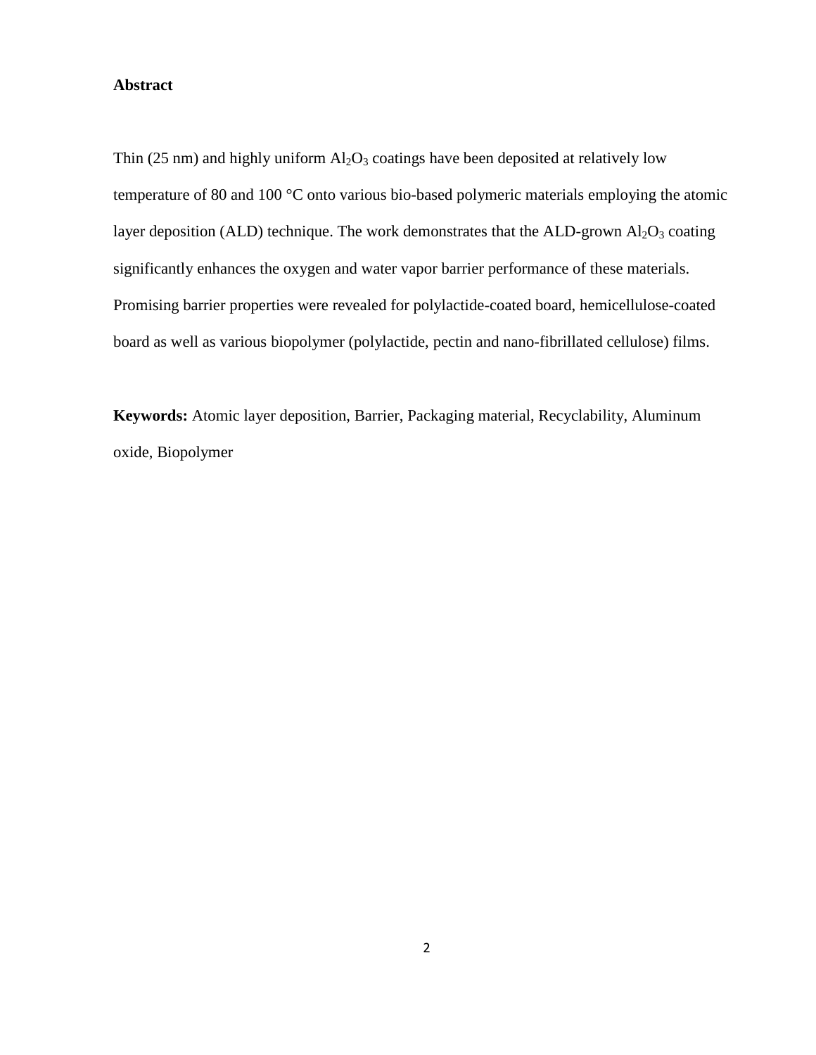**Abstract**

Thin (25 nm) and highly uniform $Al_2O_3$ coatings have been deposited at relatively low temperature of 80 and 100 °C onto various bio-based polymeric materials employing the atomic layer deposition (ALD) technique. The work demonstrates that the ALD-grown $Al_2O_3$ coating significantly enhances the oxygen and water vapor barrier performance of these materials. Promising barrier properties were revealed for polylactide-coated board, hemicellulose-coated board as well as various biopolymer (polylactide, pectin and nano-fibrillated cellulose) films.

**Keywords:** Atomic layer deposition, Barrier, Packaging material, Recyclability, Aluminum oxide, Biopolymer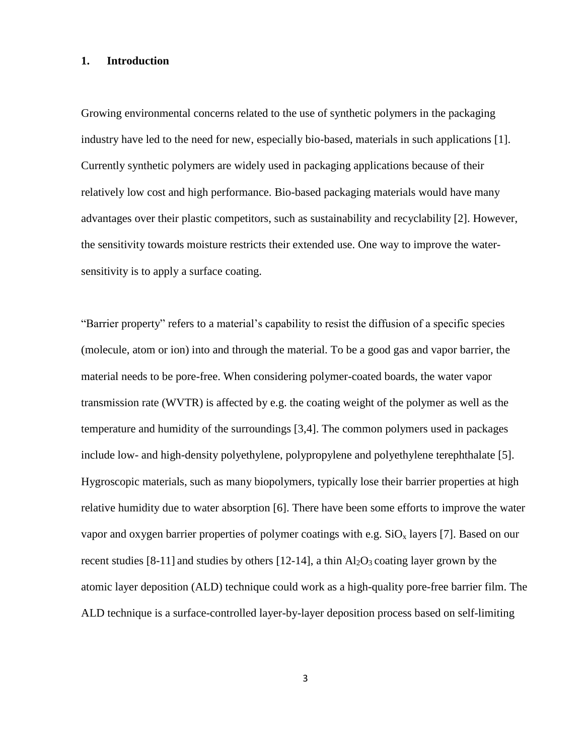## 1. Introduction

Growing environmental concerns related to the use of synthetic polymers in the packaging industry have led to the need for new, especially bio-based, materials in such applications [1]. Currently synthetic polymers are widely used in packaging applications because of their relatively low cost and high performance. Bio-based packaging materials would have many advantages over their plastic competitors, such as sustainability and recyclability [2]. However, the sensitivity towards moisture restricts their extended use. One way to improve the water-sensitivity is to apply a surface coating.

"Barrier property" refers to a material's capability to resist the diffusion of a specific species (molecule, atom or ion) into and through the material. To be a good gas and vapor barrier, the material needs to be pore-free. When considering polymer-coated boards, the water vapor transmission rate (WVTR) is affected by e.g. the coating weight of the polymer as well as the temperature and humidity of the surroundings [3,4]. The common polymers used in packages include low- and high-density polyethylene, polypropylene and polyethylene terephthalate [5]. Hygroscopic materials, such as many biopolymers, typically lose their barrier properties at high relative humidity due to water absorption [6]. There have been some efforts to improve the water vapor and oxygen barrier properties of polymer coatings with e.g. $SiO_x$ layers [7]. Based on our recent studies [8-11] and studies by others [12-14], a thin $Al_2O_3$ coating layer grown by the atomic layer deposition (ALD) technique could work as a high-quality pore-free barrier film. The ALD technique is a surface-controlled layer-by-layer deposition process based on self-limiting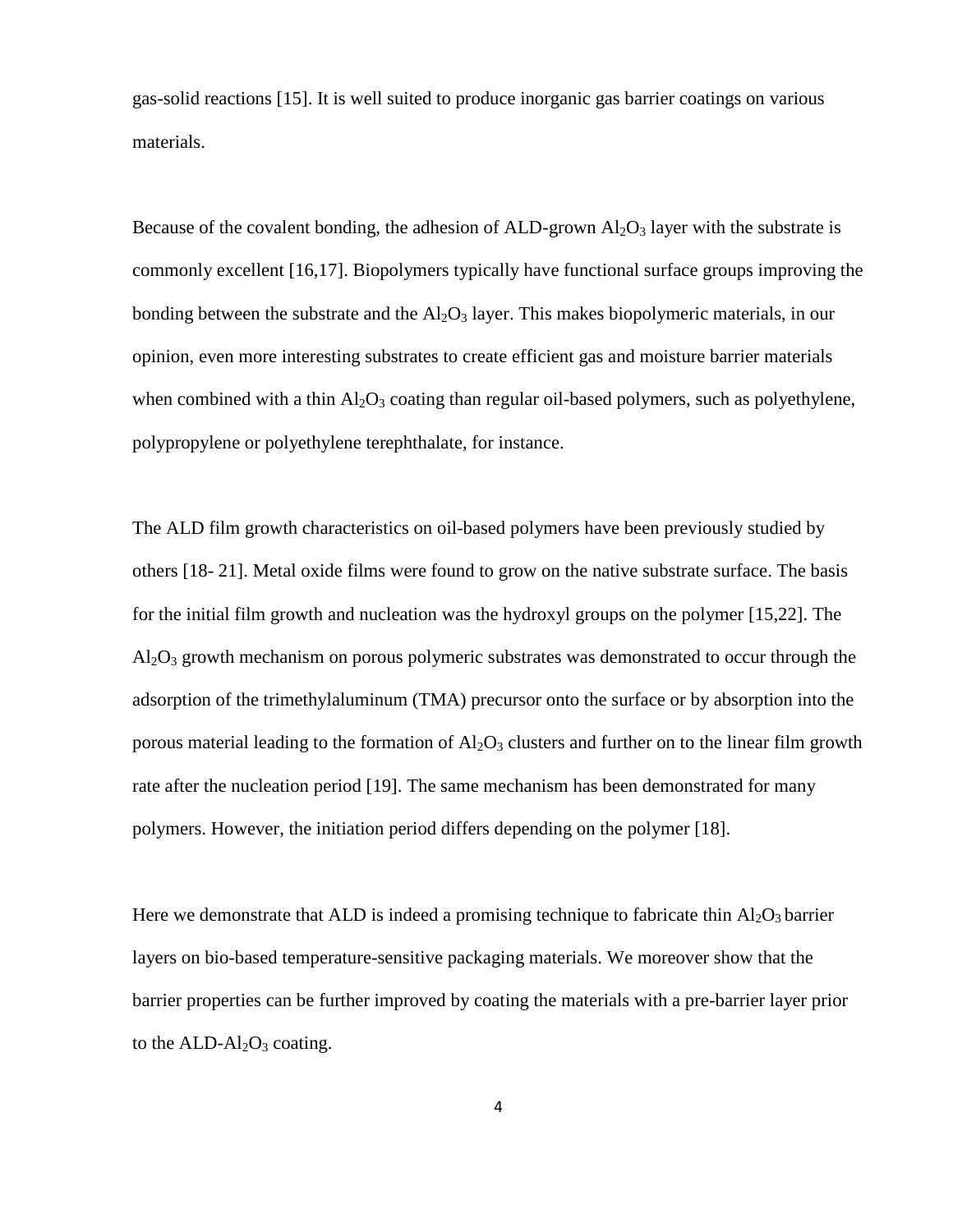gas-solid reactions [15]. It is well suited to produce inorganic gas barrier coatings on various materials.

Because of the covalent bonding, the adhesion of ALD-grown $Al_2O_3$ layer with the substrate is commonly excellent [16,17]. Biopolymers typically have functional surface groups improving the bonding between the substrate and the $Al_2O_3$ layer. This makes biopolymeric materials, in our opinion, even more interesting substrates to create efficient gas and moisture barrier materials when combined with a thin $Al_2O_3$ coating than regular oil-based polymers, such as polyethylene, polypropylene or polyethylene terephthalate, for instance.

The ALD film growth characteristics on oil-based polymers have been previously studied by others [18- 21]. Metal oxide films were found to grow on the native substrate surface. The basis for the initial film growth and nucleation was the hydroxyl groups on the polymer [15,22]. The $Al_2O_3$ growth mechanism on porous polymeric substrates was demonstrated to occur through the adsorption of the trimethylaluminum (TMA) precursor onto the surface or by absorption into the porous material leading to the formation of $Al_2O_3$ clusters and further on to the linear film growth rate after the nucleation period [19]. The same mechanism has been demonstrated for many polymers. However, the initiation period differs depending on the polymer [18].

Here we demonstrate that ALD is indeed a promising technique to fabricate thin $Al_2O_3$ barrier layers on bio-based temperature-sensitive packaging materials. We moreover show that the barrier properties can be further improved by coating the materials with a pre-barrier layer prior to the ALD-$Al_2O_3$ coating.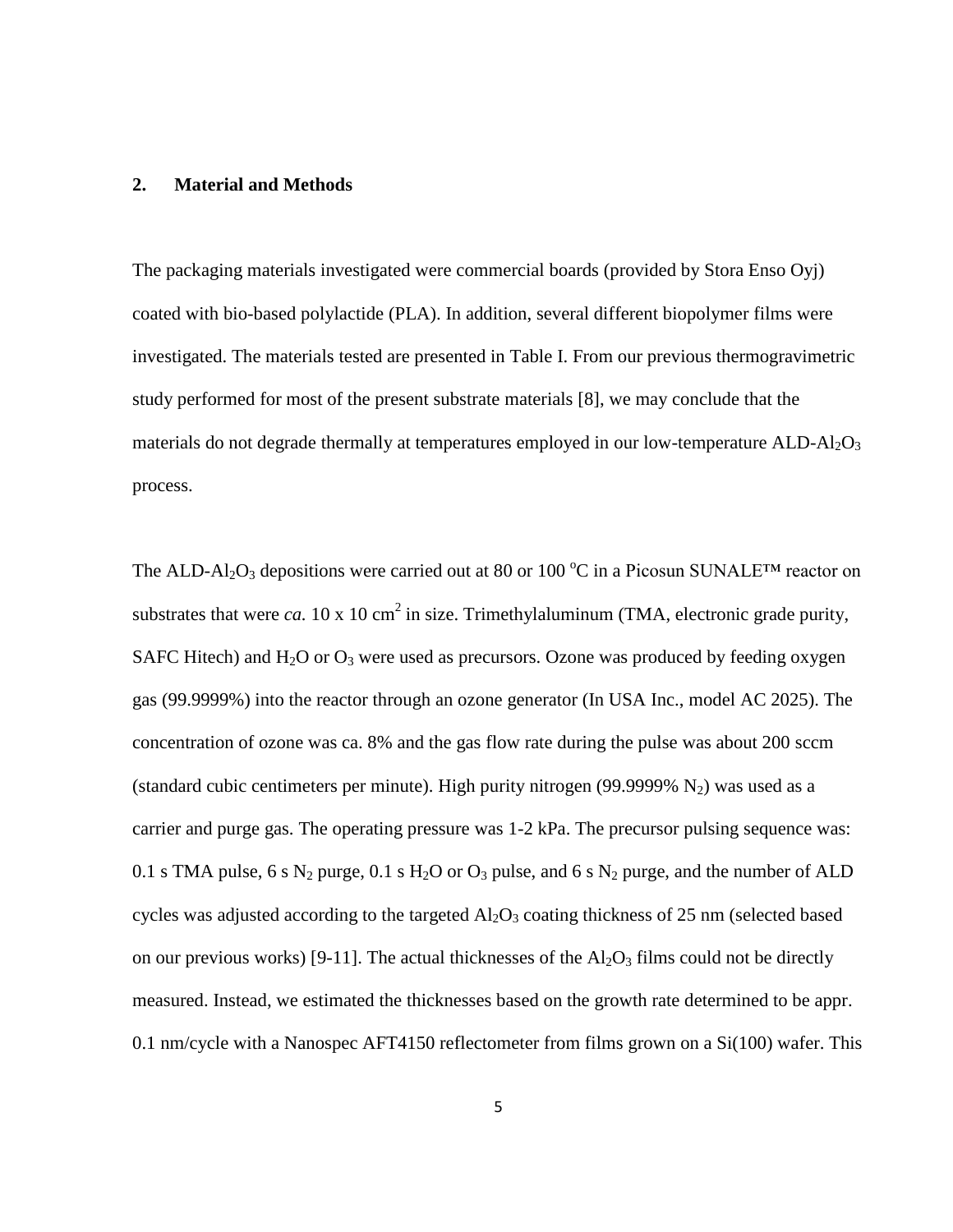## 2. Material and Methods

The packaging materials investigated were commercial boards (provided by Stora Enso Oyj) coated with bio-based polylactide (PLA). In addition, several different biopolymer films were investigated. The materials tested are presented in Table I. From our previous thermogravimetric study performed for most of the present substrate materials [8], we may conclude that the materials do not degrade thermally at temperatures employed in our low-temperature ALD-$Al_2O_3$ process.

The ALD-$Al_2O_3$ depositions were carried out at 80 or 100 $^oC$ in a Picosun SUNALE™ reactor on substrates that were *ca.* 10 x 10 $cm^2$ in size. Trimethylaluminum (TMA, electronic grade purity, SAFC Hitech) and $H_2O$ or $O_3$ were used as precursors. Ozone was produced by feeding oxygen gas (99.9999%) into the reactor through an ozone generator (In USA Inc., model AC 2025). The concentration of ozone was ca. 8% and the gas flow rate during the pulse was about 200 sccm (standard cubic centimeters per minute). High purity nitrogen (99.9999% $N_2$) was used as a carrier and purge gas. The operating pressure was 1-2 kPa. The precursor pulsing sequence was: 0.1 s TMA pulse, 6 s $N_2$ purge, 0.1 s $H_2O$ or $O_3$ pulse, and 6 s $N_2$ purge, and the number of ALD cycles was adjusted according to the targeted $Al_2O_3$ coating thickness of 25 nm (selected based on our previous works) [9-11]. The actual thicknesses of the $Al_2O_3$ films could not be directly measured. Instead, we estimated the thicknesses based on the growth rate determined to be appr. 0.1 nm/cycle with a Nanospec AFT4150 reflectometer from films grown on a Si(100) wafer. This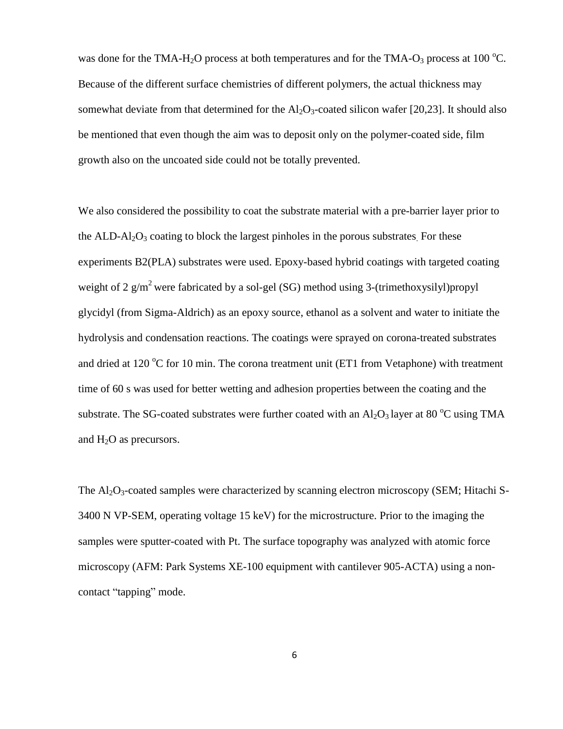was done for the TMA-$H_2O$ process at both temperatures and for the TMA-$O_3$ process at 100 $^oC$. Because of the different surface chemistries of different polymers, the actual thickness may somewhat deviate from that determined for the $Al_2O_3$-coated silicon wafer [20,23]. It should also be mentioned that even though the aim was to deposit only on the polymer-coated side, film growth also on the uncoated side could not be totally prevented.

We also considered the possibility to coat the substrate material with a pre-barrier layer prior to the ALD-$Al_2O_3$ coating to block the largest pinholes in the porous substrates. For these experiments B2(PLA) substrates were used. Epoxy-based hybrid coatings with targeted coating weight of 2 g/m$^2$ were fabricated by a sol-gel (SG) method using 3-(trimethoxysilyl)propyl glycidyl (from Sigma-Aldrich) as an epoxy source, ethanol as a solvent and water to initiate the hydrolysis and condensation reactions. The coatings were sprayed on corona-treated substrates and dried at 120 $^oC$ for 10 min. The corona treatment unit (ET1 from Vetaphone) with treatment time of 60 s was used for better wetting and adhesion properties between the coating and the substrate. The SG-coated substrates were further coated with an $Al_2O_3$ layer at 80 $^oC$ using TMA and $H_2O$ as precursors.

The $Al_2O_3$-coated samples were characterized by scanning electron microscopy (SEM; Hitachi S-3400 N VP-SEM, operating voltage 15 keV) for the microstructure. Prior to the imaging the samples were sputter-coated with Pt. The surface topography was analyzed with atomic force microscopy (AFM: Park Systems XE-100 equipment with cantilever 905-ACTA) using a non-contact "tapping" mode.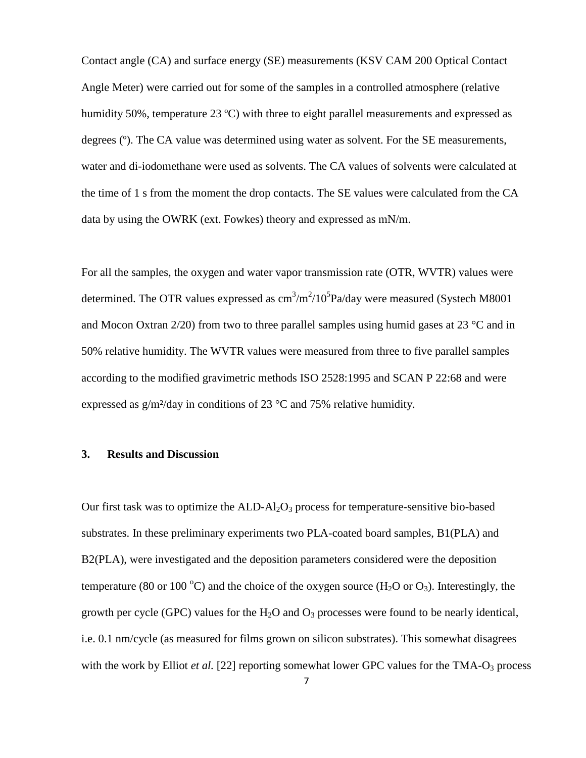Contact angle (CA) and surface energy (SE) measurements (KSV CAM 200 Optical Contact Angle Meter) were carried out for some of the samples in a controlled atmosphere (relative humidity 50%, temperature 23 ºC) with three to eight parallel measurements and expressed as degrees (º). The CA value was determined using water as solvent. For the SE measurements, water and di-iodomethane were used as solvents. The CA values of solvents were calculated at the time of 1 s from the moment the drop contacts. The SE values were calculated from the CA data by using the OWRK (ext. Fowkes) theory and expressed as mN/m.

For all the samples, the oxygen and water vapor transmission rate (OTR, WVTR) values were determined. The OTR values expressed as $cm^3/m^2/10^5$Pa/day were measured (Systech M8001 and Mocon Oxtran 2/20) from two to three parallel samples using humid gases at 23 °C and in 50% relative humidity. The WVTR values were measured from three to five parallel samples according to the modified gravimetric methods ISO 2528:1995 and SCAN P 22:68 and were expressed as $g/m^2$/day in conditions of 23 °C and 75% relative humidity.

## 3. Results and Discussion

Our first task was to optimize the ALD-$Al_2O_3$ process for temperature-sensitive bio-based substrates. In these preliminary experiments two PLA-coated board samples, B1(PLA) and B2(PLA), were investigated and the deposition parameters considered were the deposition temperature (80 or 100 $^oC$) and the choice of the oxygen source ($H_2O$ or $O_3$). Interestingly, the growth per cycle (GPC) values for the $H_2O$ and $O_3$ processes were found to be nearly identical, i.e. 0.1 nm/cycle (as measured for films grown on silicon substrates). This somewhat disagrees with the work by Elliot *et al.* [22] reporting somewhat lower GPC values for the TMA-$O_3$ process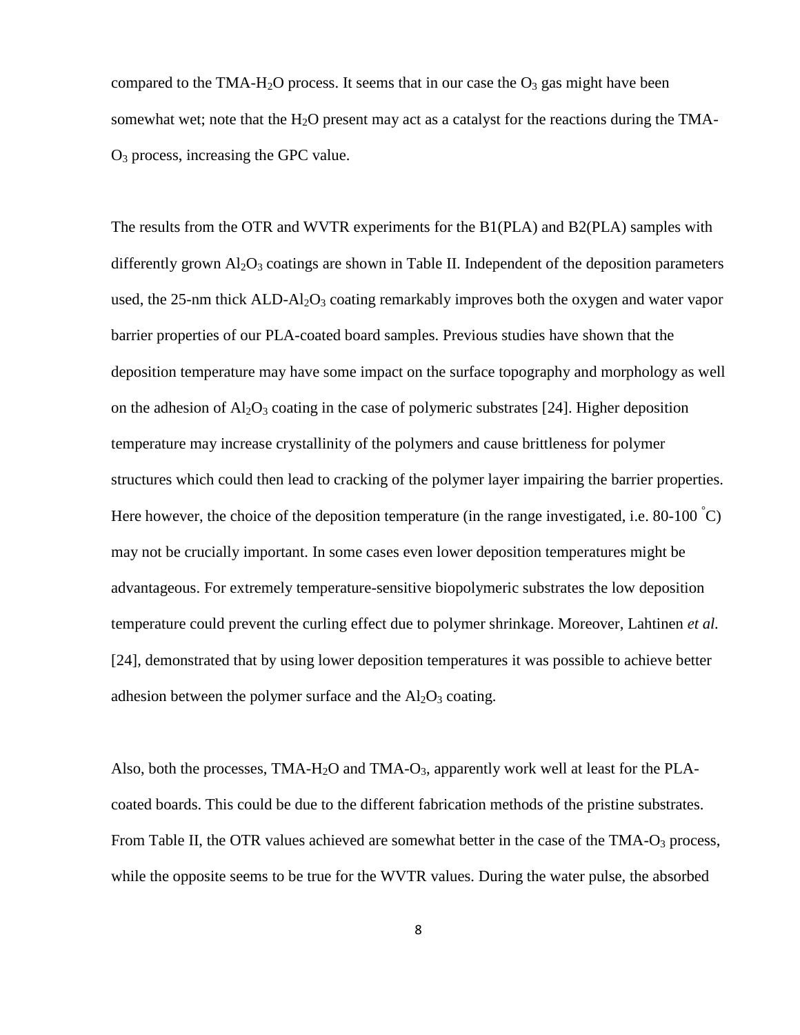compared to the TMA-$H_2O$ process. It seems that in our case the $O_3$ gas might have been somewhat wet; note that the $H_2O$ present may act as a catalyst for the reactions during the TMA-$O_3$ process, increasing the GPC value.

The results from the OTR and WVTR experiments for the B1(PLA) and B2(PLA) samples with differently grown $Al_2O_3$ coatings are shown in Table II. Independent of the deposition parameters used, the 25-nm thick ALD-$Al_2O_3$ coating remarkably improves both the oxygen and water vapor barrier properties of our PLA-coated board samples. Previous studies have shown that the deposition temperature may have some impact on the surface topography and morphology as well on the adhesion of $Al_2O_3$ coating in the case of polymeric substrates [24]. Higher deposition temperature may increase crystallinity of the polymers and cause brittleness for polymer structures which could then lead to cracking of the polymer layer impairing the barrier properties. Here however, the choice of the deposition temperature (in the range investigated, i.e. 80-100 $^{\circ}$C) may not be crucially important. In some cases even lower deposition temperatures might be advantageous. For extremely temperature-sensitive biopolymeric substrates the low deposition temperature could prevent the curling effect due to polymer shrinkage. Moreover, Lahtinen *et al.* [24], demonstrated that by using lower deposition temperatures it was possible to achieve better adhesion between the polymer surface and the $Al_2O_3$ coating.

Also, both the processes, TMA-$H_2O$ and TMA-$O_3$, apparently work well at least for the PLA-coated boards. This could be due to the different fabrication methods of the pristine substrates. From Table II, the OTR values achieved are somewhat better in the case of the TMA-$O_3$ process, while the opposite seems to be true for the WVTR values. During the water pulse, the absorbed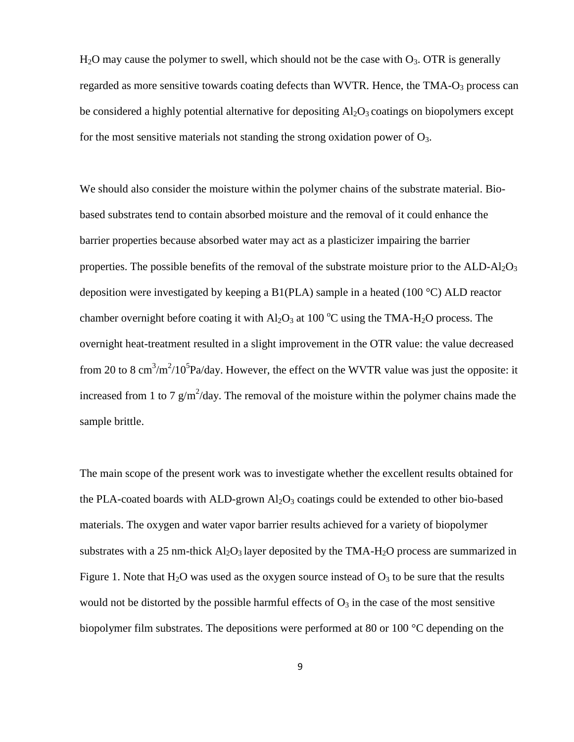$H_2O$ may cause the polymer to swell, which should not be the case with $O_3$. OTR is generally regarded as more sensitive towards coating defects than WVTR. Hence, the TMA-$O_3$ process can be considered a highly potential alternative for depositing $Al_2O_3$ coatings on biopolymers except for the most sensitive materials not standing the strong oxidation power of $O_3$.

We should also consider the moisture within the polymer chains of the substrate material. Bio-based substrates tend to contain absorbed moisture and the removal of it could enhance the barrier properties because absorbed water may act as a plasticizer impairing the barrier properties. The possible benefits of the removal of the substrate moisture prior to the ALD-$Al_2O_3$ deposition were investigated by keeping a B1(PLA) sample in a heated (100 °C) ALD reactor chamber overnight before coating it with $Al_2O_3$ at 100 °C using the TMA-$H_2O$ process. The overnight heat-treatment resulted in a slight improvement in the OTR value: the value decreased from 20 to 8 $cm^3/m^2/10^5Pa/day$. However, the effect on the WVTR value was just the opposite: it increased from 1 to 7 $g/m^2/day$. The removal of the moisture within the polymer chains made the sample brittle.

The main scope of the present work was to investigate whether the excellent results obtained for the PLA-coated boards with ALD-grown $Al_2O_3$ coatings could be extended to other bio-based materials. The oxygen and water vapor barrier results achieved for a variety of biopolymer substrates with a 25 nm-thick $Al_2O_3$ layer deposited by the TMA-$H_2O$ process are summarized in Figure 1. Note that $H_2O$ was used as the oxygen source instead of $O_3$ to be sure that the results would not be distorted by the possible harmful effects of $O_3$ in the case of the most sensitive biopolymer film substrates. The depositions were performed at 80 or 100 °C depending on the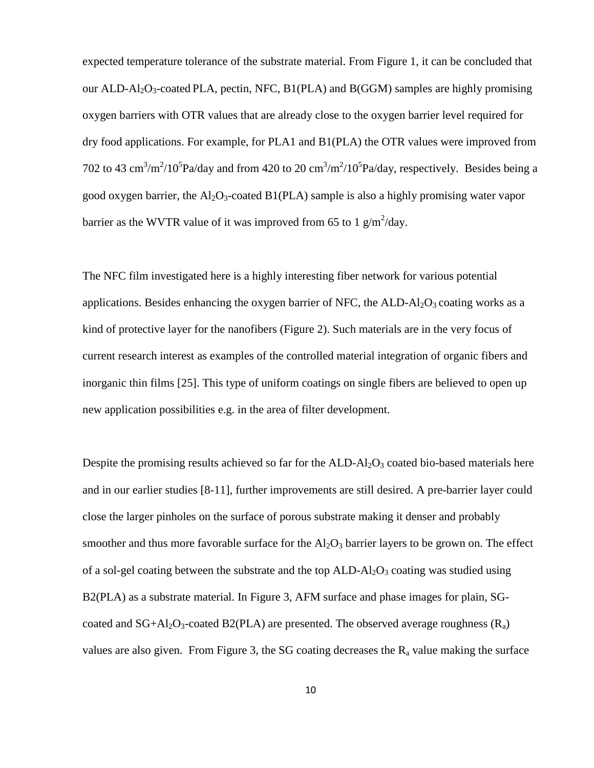expected temperature tolerance of the substrate material. From Figure 1, it can be concluded that our ALD-$Al_2O_3$-coated PLA, pectin, NFC, B1(PLA) and B(GGM) samples are highly promising oxygen barriers with OTR values that are already close to the oxygen barrier level required for dry food applications. For example, for PLA1 and B1(PLA) the OTR values were improved from 702 to 43 $cm^3/m^2/10^5Pa/day$ and from 420 to 20 $cm^3/m^2/10^5Pa/day$, respectively. Besides being a good oxygen barrier, the $Al_2O_3$-coated B1(PLA) sample is also a highly promising water vapor barrier as the WVTR value of it was improved from 65 to 1 $g/m^2/day$.

The NFC film investigated here is a highly interesting fiber network for various potential applications. Besides enhancing the oxygen barrier of NFC, the ALD-$Al_2O_3$ coating works as a kind of protective layer for the nanofibers (Figure 2). Such materials are in the very focus of current research interest as examples of the controlled material integration of organic fibers and inorganic thin films [25]. This type of uniform coatings on single fibers are believed to open up new application possibilities e.g. in the area of filter development.

Despite the promising results achieved so far for the ALD-$Al_2O_3$ coated bio-based materials here and in our earlier studies [8-11], further improvements are still desired. A pre-barrier layer could close the larger pinholes on the surface of porous substrate making it denser and probably smoother and thus more favorable surface for the $Al_2O_3$ barrier layers to be grown on. The effect of a sol-gel coating between the substrate and the top ALD-$Al_2O_3$ coating was studied using B2(PLA) as a substrate material. In Figure 3, AFM surface and phase images for plain, SG-coated and SG+$Al_2O_3$-coated B2(PLA) are presented. The observed average roughness ($R_a$) values are also given. From Figure 3, the SG coating decreases the $R_a$ value making the surface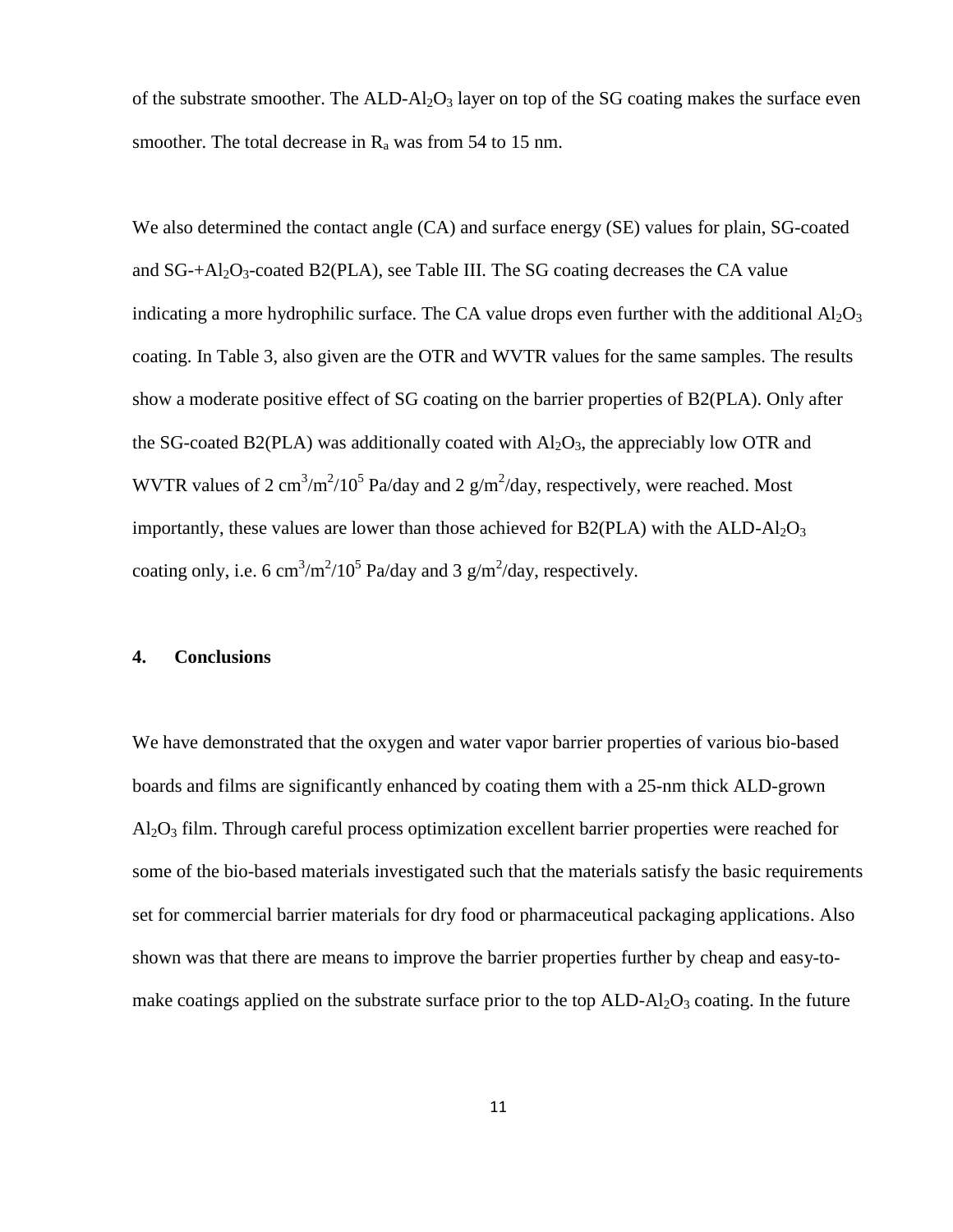of the substrate smoother. The ALD-$Al_2O_3$ layer on top of the SG coating makes the surface even smoother. The total decrease in $R_a$ was from 54 to 15 nm.

We also determined the contact angle (CA) and surface energy (SE) values for plain, SG-coated and SG-+$Al_2O_3$-coated B2(PLA), see Table III. The SG coating decreases the CA value indicating a more hydrophilic surface. The CA value drops even further with the additional $Al_2O_3$ coating. In Table 3, also given are the OTR and WVTR values for the same samples. The results show a moderate positive effect of SG coating on the barrier properties of B2(PLA). Only after the SG-coated B2(PLA) was additionally coated with $Al_2O_3$, the appreciably low OTR and WVTR values of 2 $cm^3/m^2/10^5$ Pa/day and 2 $g/m^2$/day, respectively, were reached. Most importantly, these values are lower than those achieved for B2(PLA) with the ALD-$Al_2O_3$ coating only, i.e. 6 $cm^3/m^2/10^5$ Pa/day and 3 $g/m^2$/day, respectively.

## 4. Conclusions

We have demonstrated that the oxygen and water vapor barrier properties of various bio-based boards and films are significantly enhanced by coating them with a 25-nm thick ALD-grown $Al_2O_3$ film. Through careful process optimization excellent barrier properties were reached for some of the bio-based materials investigated such that the materials satisfy the basic requirements set for commercial barrier materials for dry food or pharmaceutical packaging applications. Also shown was that there are means to improve the barrier properties further by cheap and easy-to-make coatings applied on the substrate surface prior to the top ALD-$Al_2O_3$ coating. In the future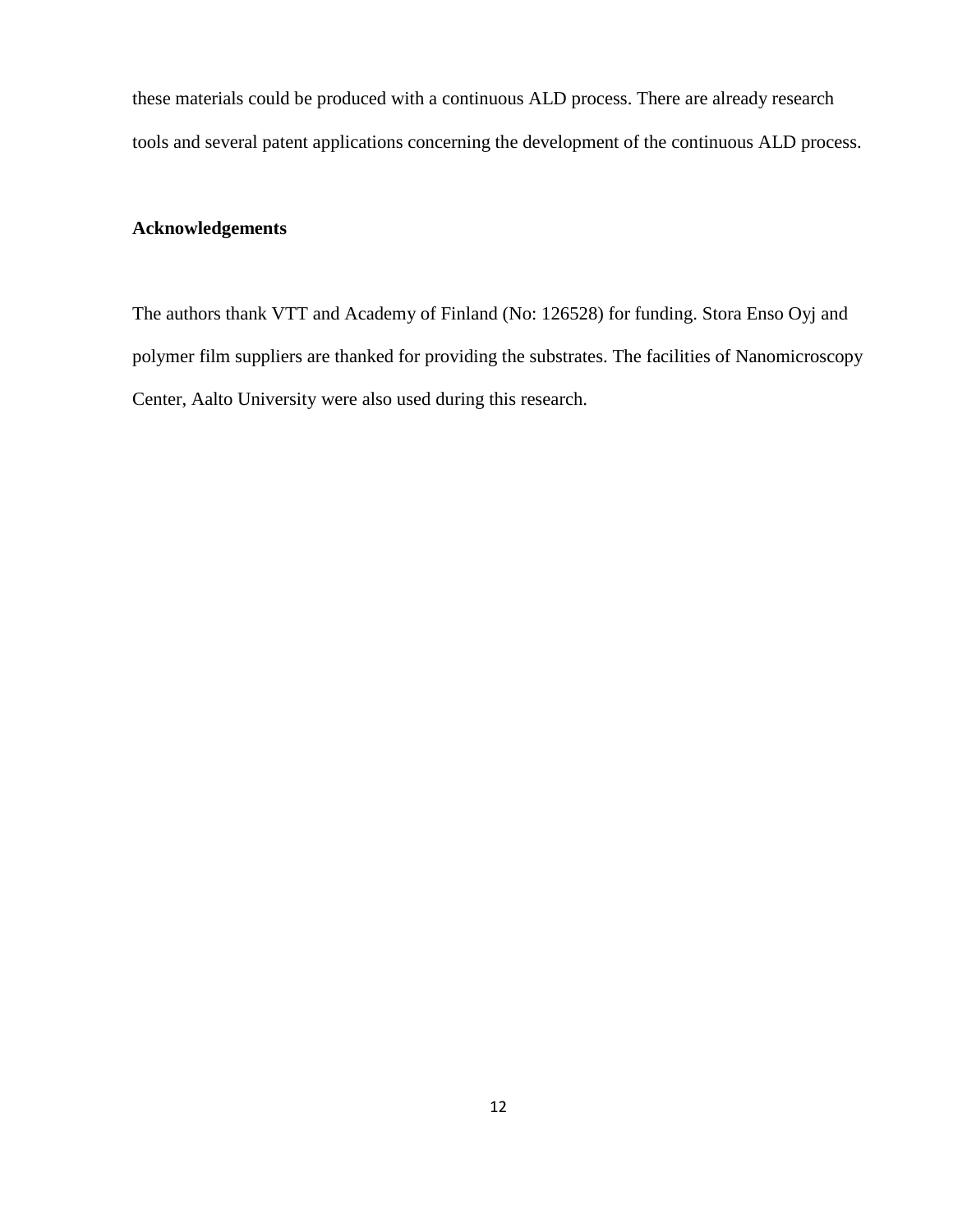these materials could be produced with a continuous ALD process. There are already research tools and several patent applications concerning the development of the continuous ALD process.

## Acknowledgements

The authors thank VTT and Academy of Finland (No: 126528) for funding. Stora Enso Oyj and polymer film suppliers are thanked for providing the substrates. The facilities of Nanomicroscopy Center, Aalto University were also used during this research.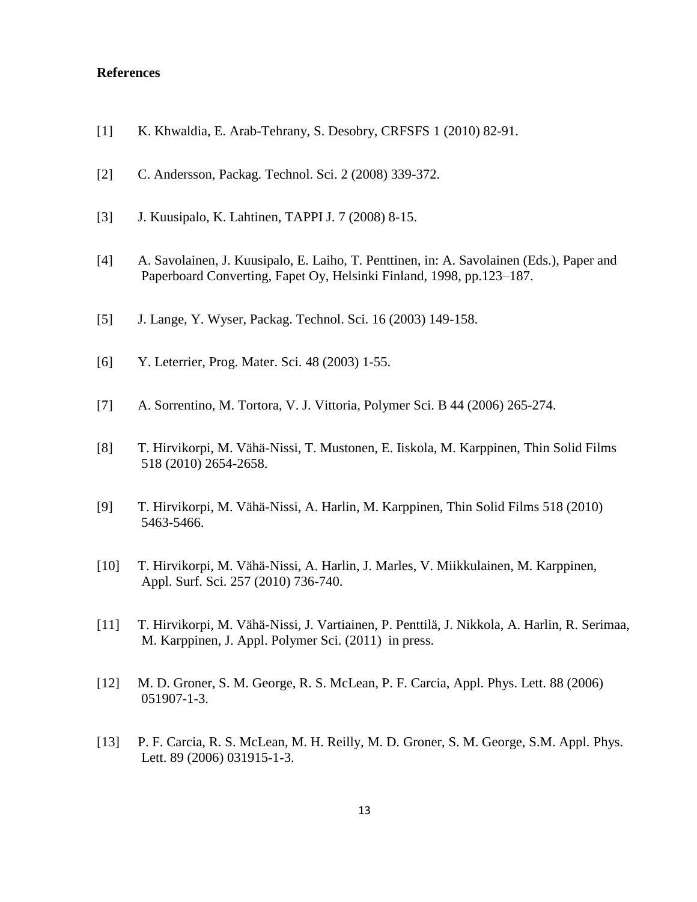**References**

[1] K. Khwaldia, E. Arab-Tehrany, S. Desobry, CRFSFS 1 (2010) 82-91.

[2] C. Andersson, Packag. Technol. Sci. 2 (2008) 339-372.

[3] J. Kuusipalo, K. Lahtinen, TAPPI J. 7 (2008) 8-15.

[4] A. Savolainen, J. Kuusipalo, E. Laiho, T. Penttinen, in: A. Savolainen (Eds.), Paper and Paperboard Converting, Fapet Oy, Helsinki Finland, 1998, pp.123–187.

[5] J. Lange, Y. Wyser, Packag. Technol. Sci. 16 (2003) 149-158.

[6] Y. Leterrier, Prog. Mater. Sci. 48 (2003) 1-55.

[7] A. Sorrentino, M. Tortora, V. J. Vittoria, Polymer Sci. B 44 (2006) 265-274.

[8] T. Hirvikorpi, M. Vähä-Nissi, T. Mustonen, E. Iiskola, M. Karppinen, Thin Solid Films 518 (2010) 2654-2658.

[9] T. Hirvikorpi, M. Vähä-Nissi, A. Harlin, M. Karppinen, Thin Solid Films 518 (2010) 5463-5466.

[10] T. Hirvikorpi, M. Vähä-Nissi, A. Harlin, J. Marles, V. Miikkulainen, M. Karppinen, Appl. Surf. Sci. 257 (2010) 736-740.

[11] T. Hirvikorpi, M. Vähä-Nissi, J. Vartiainen, P. Penttilä, J. Nikkola, A. Harlin, R. Serimaa, M. Karppinen, J. Appl. Polymer Sci. (2011) in press.

[12] M. D. Groner, S. M. George, R. S. McLean, P. F. Carcia, Appl. Phys. Lett. 88 (2006) 051907-1-3.

[13] P. F. Carcia, R. S. McLean, M. H. Reilly, M. D. Groner, S. M. George, S.M. Appl. Phys. Lett. 89 (2006) 031915-1-3.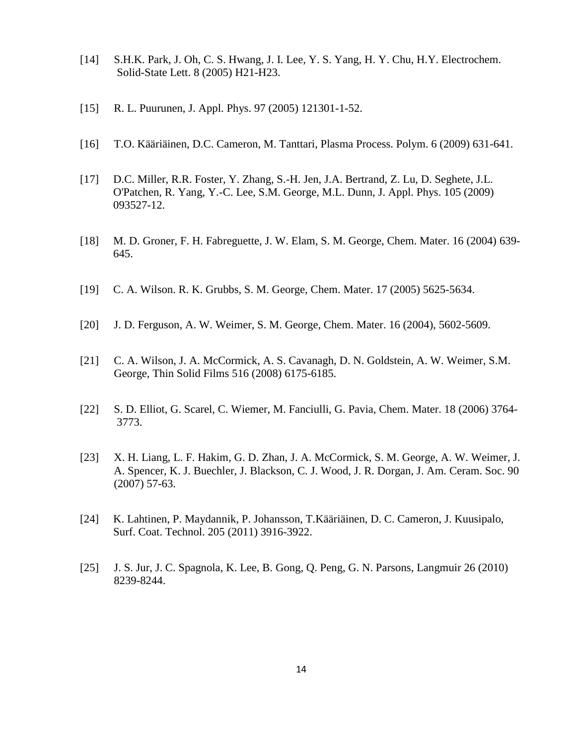[14] S.H.K. Park, J. Oh, C. S. Hwang, J. I. Lee, Y. S. Yang, H. Y. Chu, H.Y. Electrochem. Solid-State Lett. 8 (2005) H21-H23.

[15] R. L. Puurunen, J. Appl. Phys. 97 (2005) 121301-1-52.

[16] T.O. Kääriäinen, D.C. Cameron, M. Tanttari, Plasma Process. Polym. 6 (2009) 631-641.

[17] D.C. Miller, R.R. Foster, Y. Zhang, S.-H. Jen, J.A. Bertrand, Z. Lu, D. Seghete, J.L. O'Patchen, R. Yang, Y.-C. Lee, S.M. George, M.L. Dunn, J. Appl. Phys. 105 (2009) 093527-12.

[18] M. D. Groner, F. H. Fabreguette, J. W. Elam, S. M. George, Chem. Mater. 16 (2004) 639-645.

[19] C. A. Wilson. R. K. Grubbs, S. M. George, Chem. Mater. 17 (2005) 5625-5634.

[20] J. D. Ferguson, A. W. Weimer, S. M. George, Chem. Mater. 16 (2004), 5602-5609.

[21] C. A. Wilson, J. A. McCormick, A. S. Cavanagh, D. N. Goldstein, A. W. Weimer, S.M. George, Thin Solid Films 516 (2008) 6175-6185.

[22] S. D. Elliot, G. Scarel, C. Wiemer, M. Fanciulli, G. Pavia, Chem. Mater. 18 (2006) 3764-3773.

[23] X. H. Liang, L. F. Hakim, G. D. Zhan, J. A. McCormick, S. M. George, A. W. Weimer, J. A. Spencer, K. J. Buechler, J. Blackson, C. J. Wood, J. R. Dorgan, J. Am. Ceram. Soc. 90 (2007) 57-63.

[24] K. Lahtinen, P. Maydannik, P. Johansson, T.Kääriäinen, D. C. Cameron, J. Kuusipalo, Surf. Coat. Technol. 205 (2011) 3916-3922.

[25] J. S. Jur, J. C. Spagnola, K. Lee, B. Gong, Q. Peng, G. N. Parsons, Langmuir 26 (2010) 8239-8244.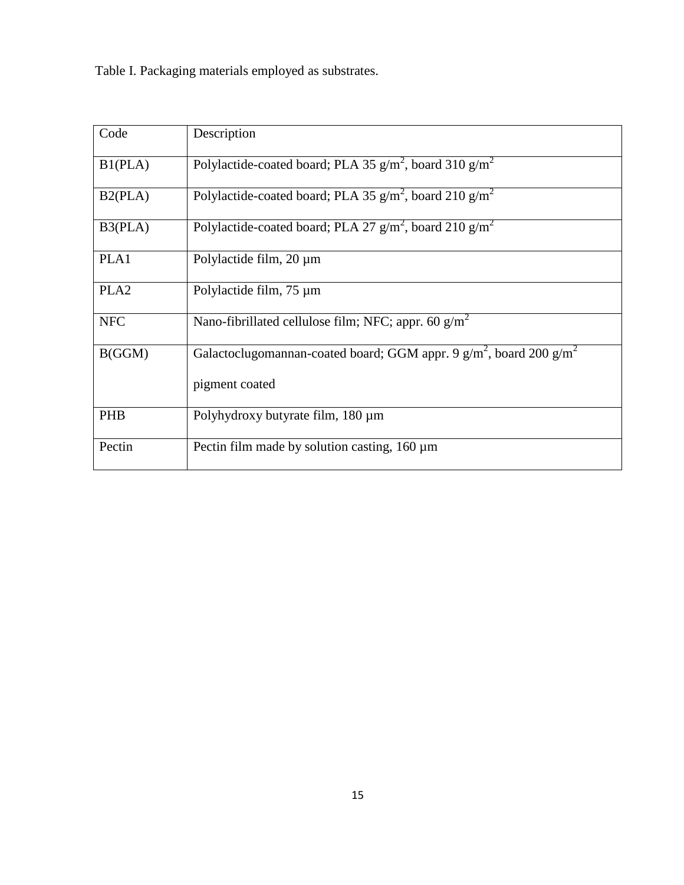Table I. Packaging materials employed as substrates.

| Code | Description |
| --- | --- |
| B1(PLA) | Polylactide-coated board; PLA 35 $g/m^2$, board 310 $g/m^2$ |
| B2(PLA) | Polylactide-coated board; PLA 35 $g/m^2$, board 210 $g/m^2$ |
| B3(PLA) | Polylactide-coated board; PLA 27 $g/m^2$, board 210 $g/m^2$ |
| PLA1 | Polylactide film, 20 µm |
| PLA2 | Polylactide film, 75 µm |
| NFC | Nano-fibrillated cellulose film; NFC; appr. 60 $g/m^2$ |
| B(GGM) | Galactoclugomannan-coated board; GGM appr. 9 $g/m^2$, board 200 $g/m^2$ pigment coated |
| PHB | Polyhydroxy butyrate film, 180 µm |
| Pectin | Pectin film made by solution casting, 160 µm |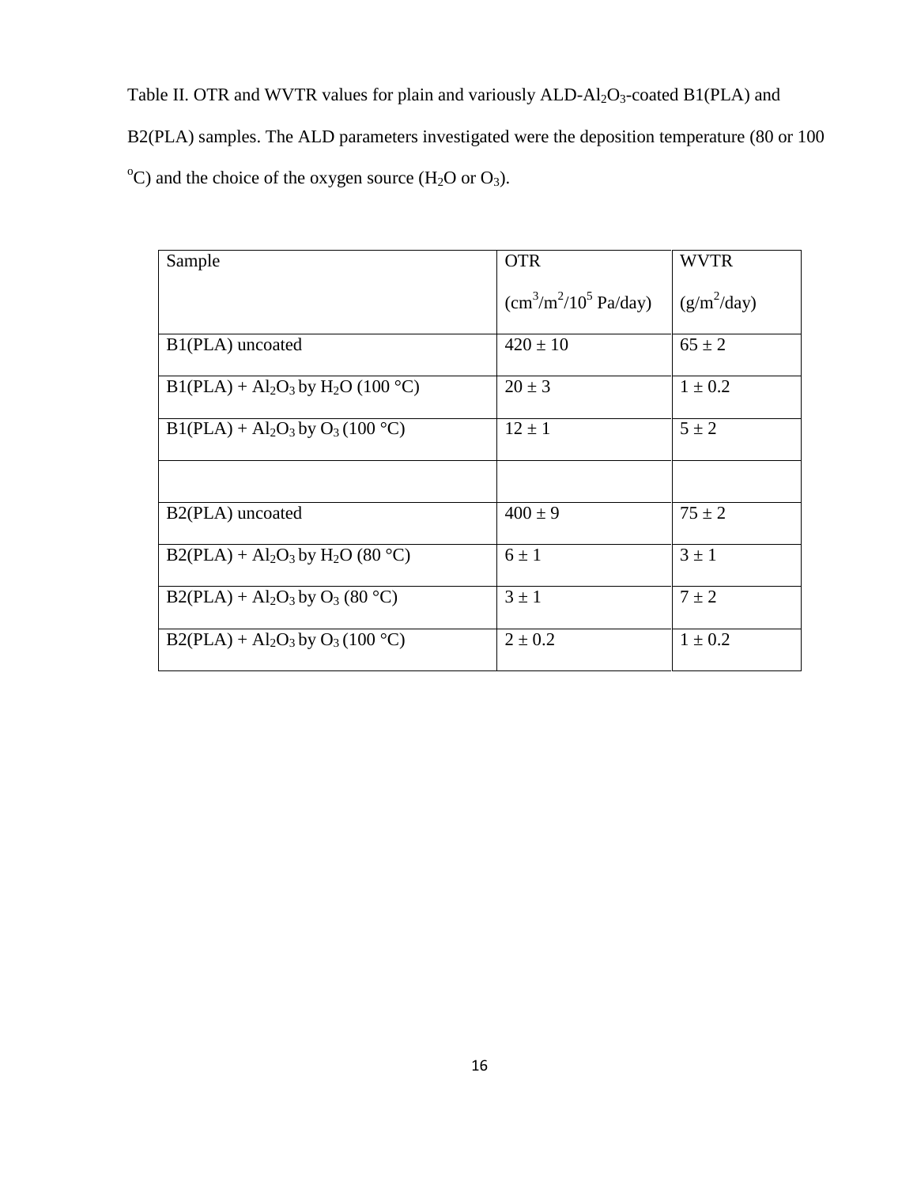Table II. OTR and WVTR values for plain and variously ALD-$Al_2O_3$-coated B1(PLA) and B2(PLA) samples. The ALD parameters investigated were the deposition temperature (80 or 100 °C) and the choice of the oxygen source ($H_2O$ or $O_3$).

| Sample | OTR ($cm^3/m^2/10^5$ Pa/day) | WVTR ($g/m^2$/day) |
|---|---|---|
| B1(PLA) uncoated | 420 ± 10 | 65 ± 2 |
| B1(PLA) + $Al_2O_3$ by $H_2O$ (100 °C) | 20 ± 3 | 1 ± 0.2 |
| B1(PLA) + $Al_2O_3$ by $O_3$ (100 °C) | 12 ± 1 | 5 ± 2 |
| | | |
| B2(PLA) uncoated | 400 ± 9 | 75 ± 2 |
| B2(PLA) + $Al_2O_3$ by $H_2O$ (80 °C) | 6 ± 1 | 3 ± 1 |
| B2(PLA) + $Al_2O_3$ by $O_3$ (80 °C) | 3 ± 1 | 7 ± 2 |
| B2(PLA) + $Al_2O_3$ by $O_3$ (100 °C) | 2 ± 0.2 | 1 ± 0.2 |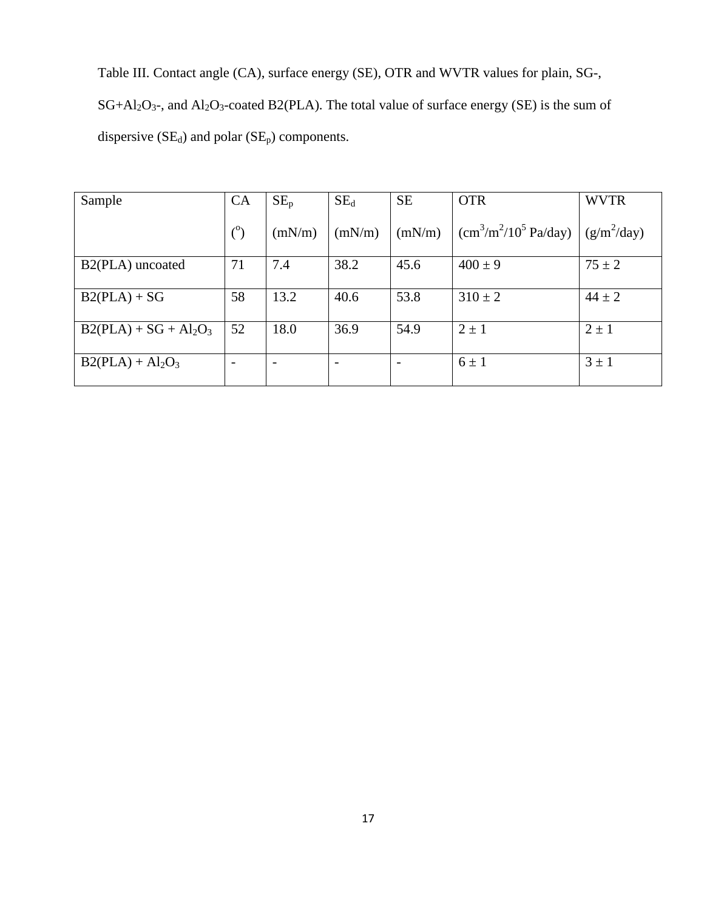Table III. Contact angle (CA), surface energy (SE), OTR and WVTR values for plain, SG-, SG+$Al_2O_3$-, and $Al_2O_3$-coated B2(PLA). The total value of surface energy (SE) is the sum of dispersive ($SE_d$) and polar ($SE_p$) components.

| Sample | CA ($^o$) | $SE_p$ (mN/m) | $SE_d$ (mN/m) | SE (mN/m) | OTR ($cm^3/m^2/10^5$ Pa/day) | WVTR ($g/m^2$/day) |
|---|---|---|---|---|---|---|
| B2(PLA) uncoated | 71 | 7.4 | 38.2 | 45.6 | 400 ± 9 | 75 ± 2 |
| B2(PLA) + SG | 58 | 13.2 | 40.6 | 53.8 | 310 ± 2 | 44 ± 2 |
| B2(PLA) + SG + $Al_2O_3$ | 52 | 18.0 | 36.9 | 54.9 | 2 ± 1 | 2 ± 1 |
| B2(PLA) + $Al_2O_3$ | - | - | - | - | 6 ± 1 | 3 ± 1 |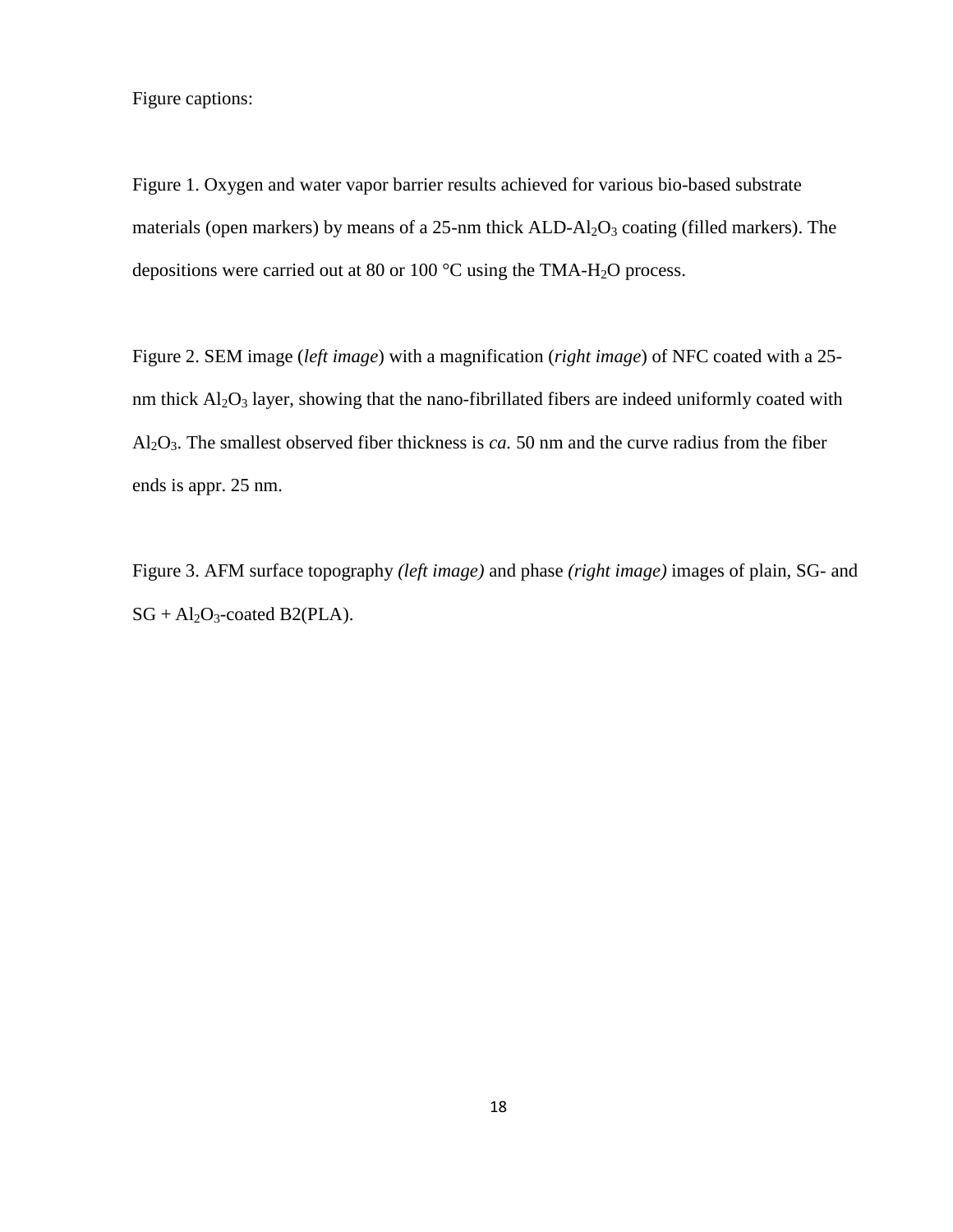Figure captions:

Figure 1. Oxygen and water vapor barrier results achieved for various bio-based substrate materials (open markers) by means of a 25-nm thick ALD-$Al_2O_3$ coating (filled markers). The depositions were carried out at 80 or 100 °C using the TMA-$H_2O$ process.

Figure 2. SEM image (*left image*) with a magnification (*right image*) of NFC coated with a 25-nm thick $Al_2O_3$ layer, showing that the nano-fibrillated fibers are indeed uniformly coated with $Al_2O_3$. The smallest observed fiber thickness is *ca.* 50 nm and the curve radius from the fiber ends is appr. 25 nm.

Figure 3. AFM surface topography *(left image)* and phase *(right image)* images of plain, SG- and SG + $Al_2O_3$-coated B2(PLA).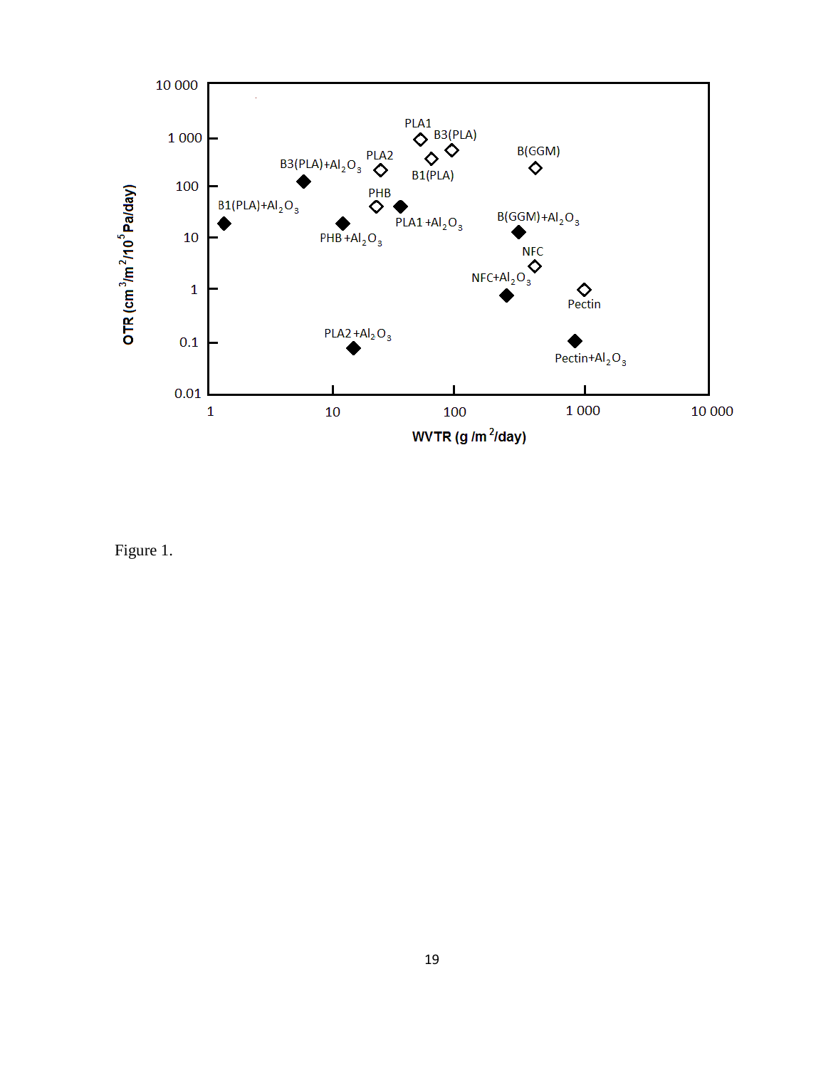Figure 1.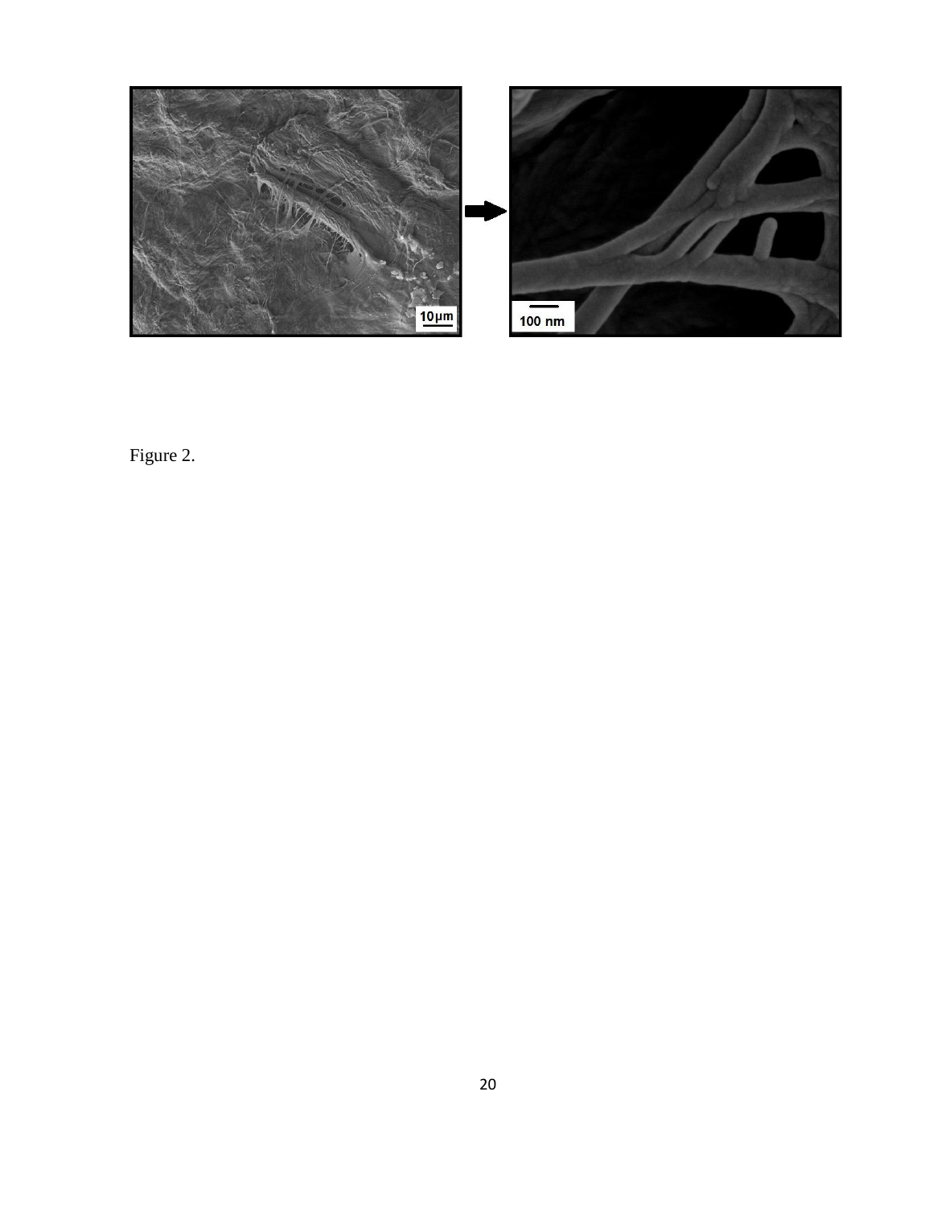Figure 2.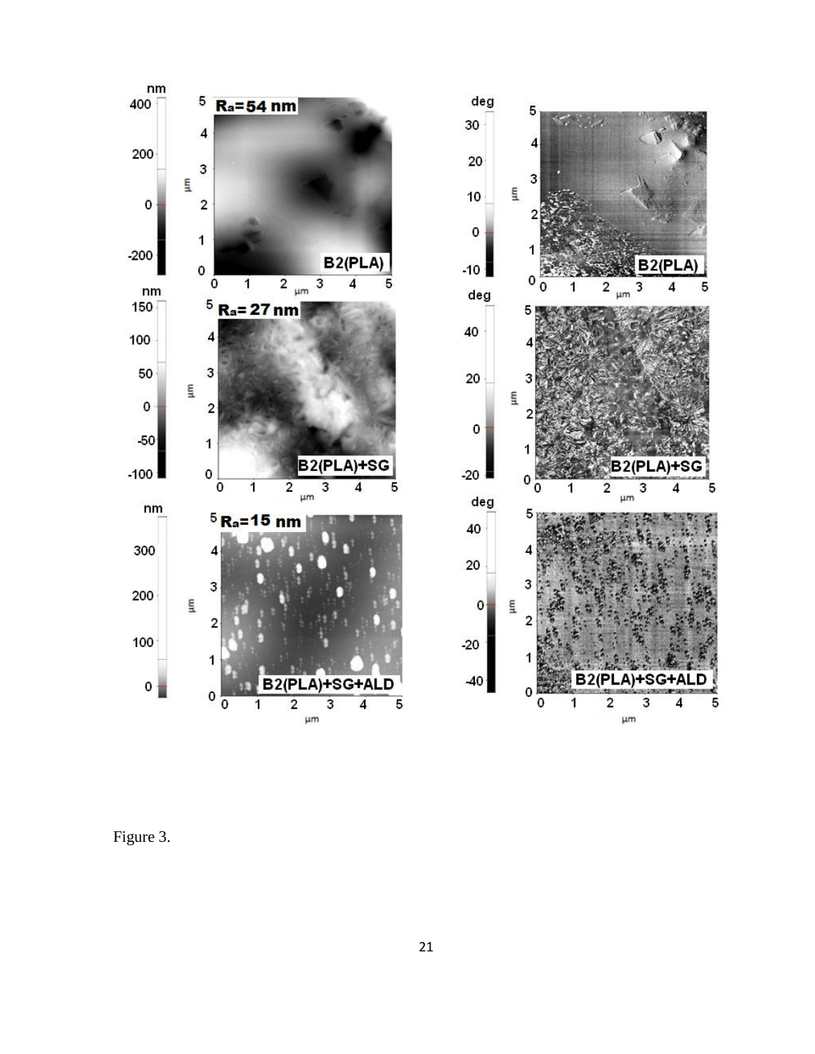$R_a$=54 nm

B2(PLA)

$R_a$= 27 nm

B2(PLA)+SG

$R_a$=15 nm

B2(PLA)+SG+ALD

B2(PLA)

B2(PLA)+SG

B2(PLA)+SG+ALD

Figure 3.